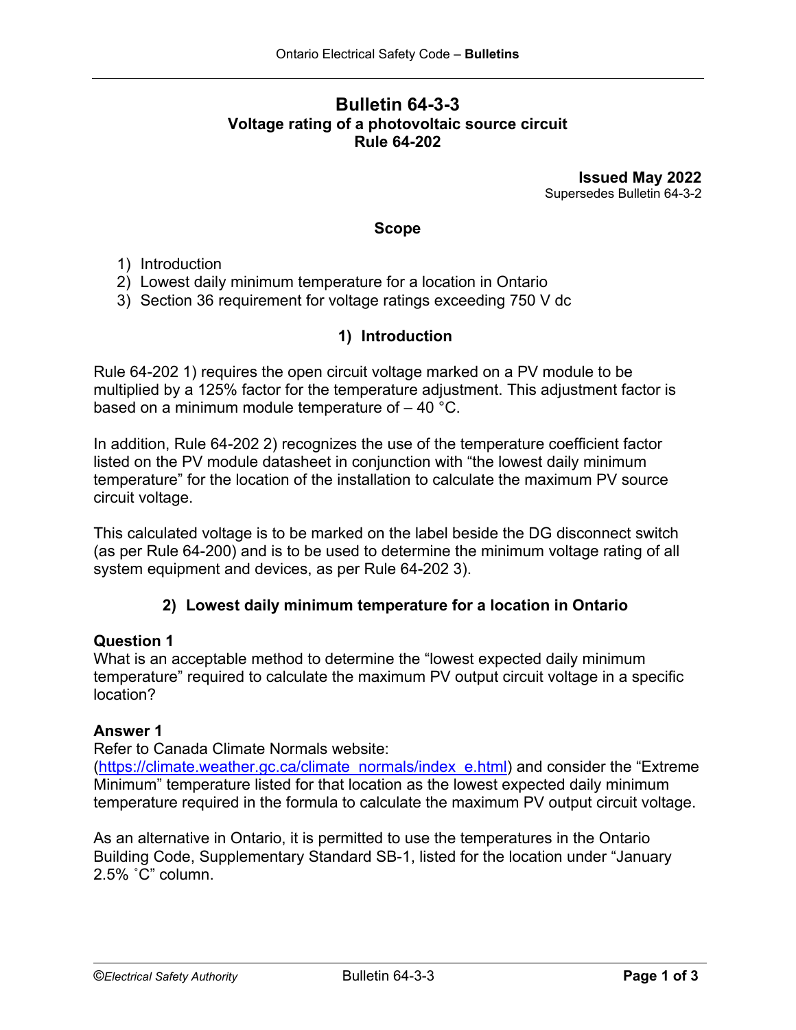# Bulletin 64-3-3
## Voltage rating of a photovoltaic source circuit
## Rule 64-202

**Issued May 2022**
Supersedes Bulletin 64-3-2

### Scope

1) Introduction
2) Lowest daily minimum temperature for a location in Ontario
3) Section 36 requirement for voltage ratings exceeding 750 V dc

### 1) Introduction

Rule 64-202 1) requires the open circuit voltage marked on a PV module to be multiplied by a 125% factor for the temperature adjustment. This adjustment factor is based on a minimum module temperature of – 40 °C.

In addition, Rule 64-202 2) recognizes the use of the temperature coefficient factor listed on the PV module datasheet in conjunction with "the lowest daily minimum temperature" for the location of the installation to calculate the maximum PV source circuit voltage.

This calculated voltage is to be marked on the label beside the DG disconnect switch (as per Rule 64-200) and is to be used to determine the minimum voltage rating of all system equipment and devices, as per Rule 64-202 3).

### 2) Lowest daily minimum temperature for a location in Ontario

**Question 1**
What is an acceptable method to determine the "lowest expected daily minimum temperature" required to calculate the maximum PV output circuit voltage in a specific location?

**Answer 1**
Refer to Canada Climate Normals website: (https://climate.weather.gc.ca/climate_normals/index_e.html) and consider the "Extreme Minimum" temperature listed for that location as the lowest expected daily minimum temperature required in the formula to calculate the maximum PV output circuit voltage.

As an alternative in Ontario, it is permitted to use the temperatures in the Ontario Building Code, Supplementary Standard SB-1, listed for the location under "January 2.5% ˚C" column.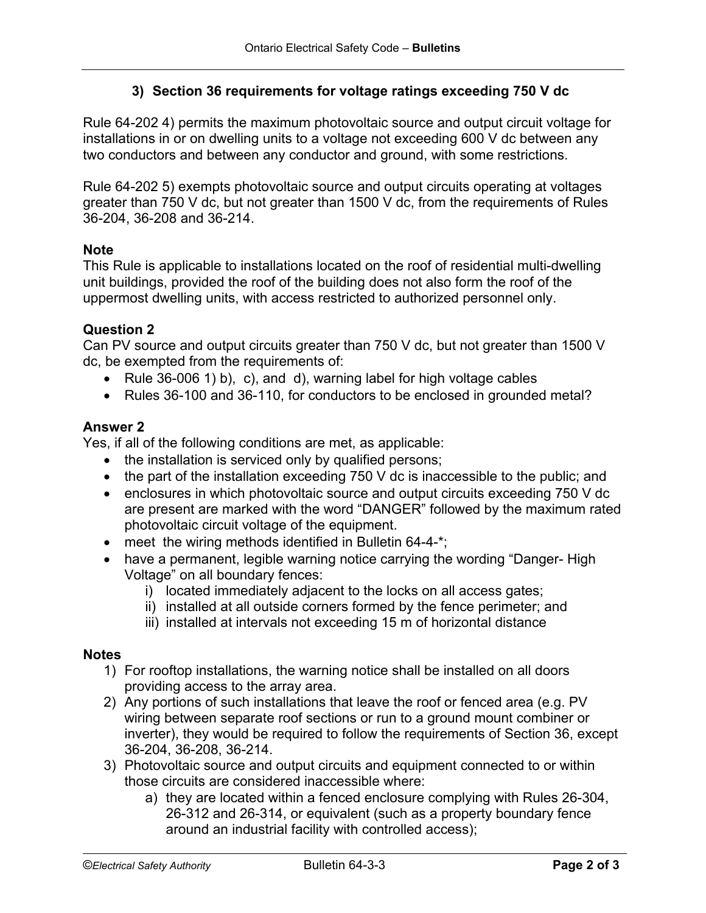### 3) Section 36 requirements for voltage ratings exceeding 750 V dc

Rule 64-202 4) permits the maximum photovoltaic source and output circuit voltage for installations in or on dwelling units to a voltage not exceeding 600 V dc between any two conductors and between any conductor and ground, with some restrictions.

Rule 64-202 5) exempts photovoltaic source and output circuits operating at voltages greater than 750 V dc, but not greater than 1500 V dc, from the requirements of Rules 36-204, 36-208 and 36-214.

**Note**
This Rule is applicable to installations located on the roof of residential multi-dwelling unit buildings, provided the roof of the building does not also form the roof of the uppermost dwelling units, with access restricted to authorized personnel only.

**Question 2**
Can PV source and output circuits greater than 750 V dc, but not greater than 1500 V dc, be exempted from the requirements of:

- Rule 36-006 1) b), c), and d), warning label for high voltage cables
- Rules 36-100 and 36-110, for conductors to be enclosed in grounded metal?

**Answer 2**
Yes, if all of the following conditions are met, as applicable:

- the installation is serviced only by qualified persons;
- the part of the installation exceeding 750 V dc is inaccessible to the public; and
- enclosures in which photovoltaic source and output circuits exceeding 750 V dc are present are marked with the word "DANGER" followed by the maximum rated photovoltaic circuit voltage of the equipment.
- meet the wiring methods identified in Bulletin 64-4-*;
- have a permanent, legible warning notice carrying the wording "Danger- High Voltage" on all boundary fences:
    i) located immediately adjacent to the locks on all access gates;
    ii) installed at all outside corners formed by the fence perimeter; and
    iii) installed at intervals not exceeding 15 m of horizontal distance

**Notes**

1) For rooftop installations, the warning notice shall be installed on all doors providing access to the array area.
2) Any portions of such installations that leave the roof or fenced area (e.g. PV wiring between separate roof sections or run to a ground mount combiner or inverter), they would be required to follow the requirements of Section 36, except 36-204, 36-208, 36-214.
3) Photovoltaic source and output circuits and equipment connected to or within those circuits are considered inaccessible where:
    a) they are located within a fenced enclosure complying with Rules 26-304, 26-312 and 26-314, or equivalent (such as a property boundary fence around an industrial facility with controlled access);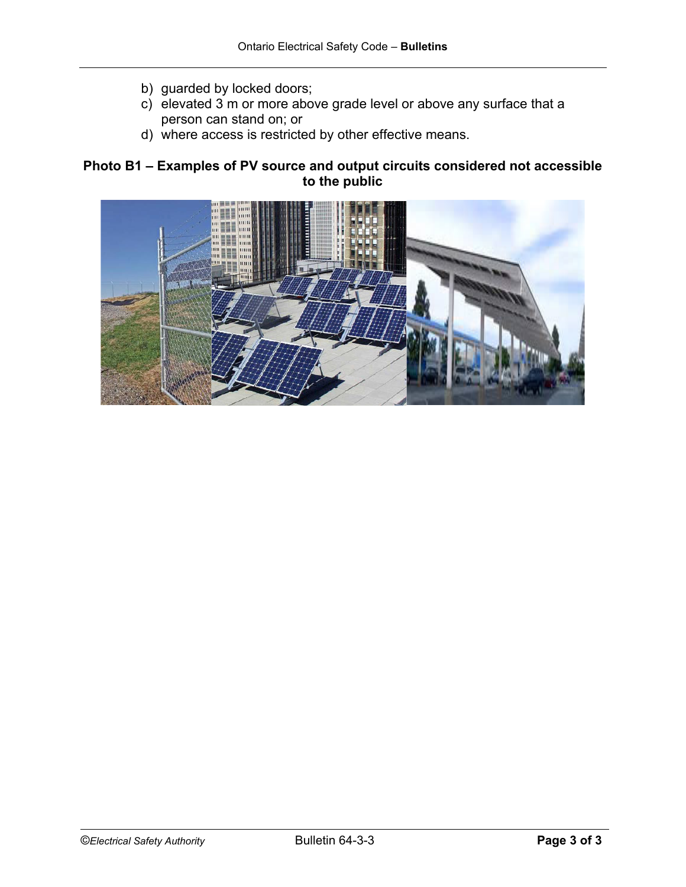b) guarded by locked doors;
c) elevated 3 m or more above grade level or above any surface that a person can stand on; or
d) where access is restricted by other effective means.

**Photo B1 – Examples of PV source and output circuits considered not accessible to the public**